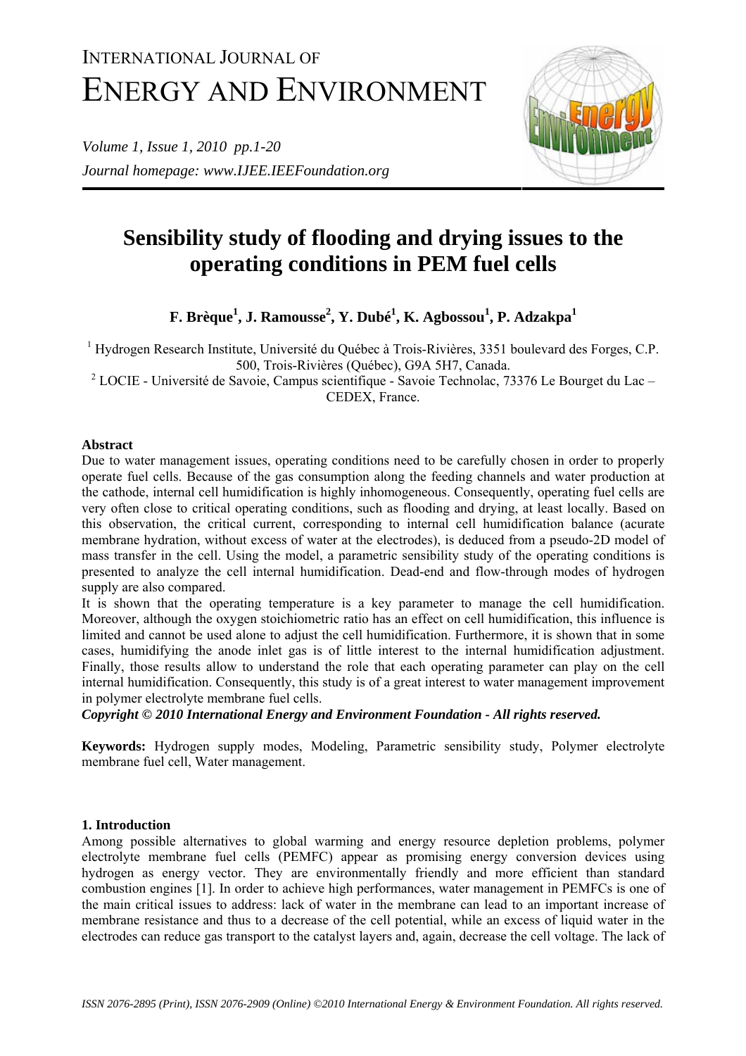# Sensibility study of flooding and drying issues to the operating conditions in PEM fuel cells

**F. Brèque[1], J. Ramousse[2], Y. Dubé[1], K. Agbossou[1], P. Adzakpa[1]**

[1] Hydrogen Research Institute, Université du Québec à Trois-Rivières, 3351 boulevard des Forges, C.P. 500, Trois-Rivières (Québec), G9A 5H7, Canada.

[2] LOCIE - Université de Savoie, Campus scientifique - Savoie Technolac, 73376 Le Bourget du Lac – CEDEX, France.

### Abstract

Due to water management issues, operating conditions need to be carefully chosen in order to properly operate fuel cells. Because of the gas consumption along the feeding channels and water production at the cathode, internal cell humidification is highly inhomogeneous. Consequently, operating fuel cells are very often close to critical operating conditions, such as flooding and drying, at least locally. Based on this observation, the critical current, corresponding to internal cell humidification balance (acurate membrane hydration, without excess of water at the electrodes), is deduced from a pseudo-2D model of mass transfer in the cell. Using the model, a parametric sensibility study of the operating conditions is presented to analyze the cell internal humidification. Dead-end and flow-through modes of hydrogen supply are also compared.

It is shown that the operating temperature is a key parameter to manage the cell humidification. Moreover, although the oxygen stoichiometric ratio has an effect on cell humidification, this influence is limited and cannot be used alone to adjust the cell humidification. Furthermore, it is shown that in some cases, humidifying the anode inlet gas is of little interest to the internal humidification adjustment. Finally, those results allow to understand the role that each operating parameter can play on the cell internal humidification. Consequently, this study is of a great interest to water management improvement in polymer electrolyte membrane fuel cells.

***Copyright © 2010 International Energy and Environment Foundation - All rights reserved.***

**Keywords:** Hydrogen supply modes, Modeling, Parametric sensibility study, Polymer electrolyte membrane fuel cell, Water management.

### 1. Introduction

Among possible alternatives to global warming and energy resource depletion problems, polymer electrolyte membrane fuel cells (PEMFC) appear as promising energy conversion devices using hydrogen as energy vector. They are environmentally friendly and more efficient than standard combustion engines [1]. In order to achieve high performances, water management in PEMFCs is one of the main critical issues to address: lack of water in the membrane can lead to an important increase of membrane resistance and thus to a decrease of the cell potential, while an excess of liquid water in the electrodes can reduce gas transport to the catalyst layers and, again, decrease the cell voltage. The lack of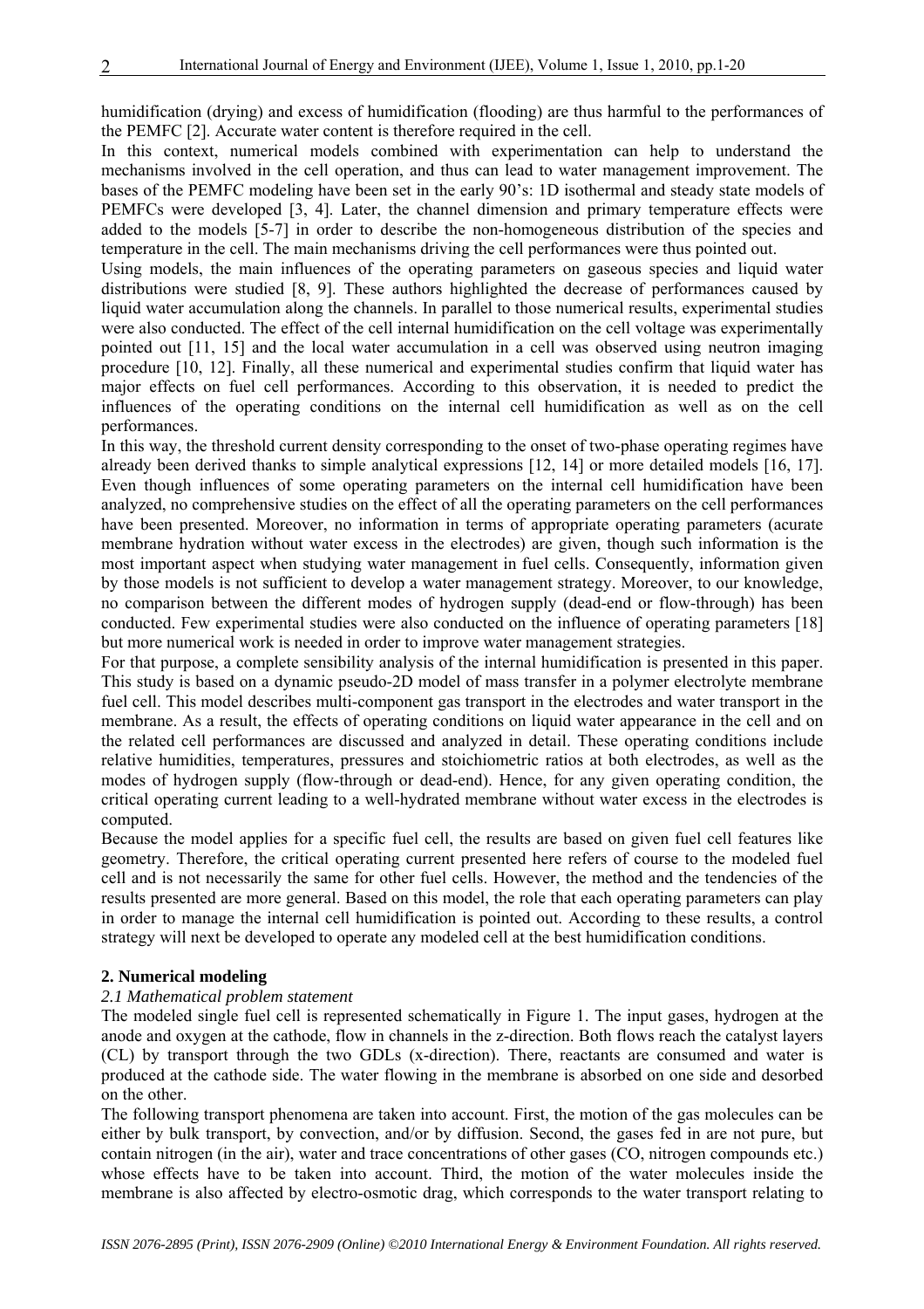humidification (drying) and excess of humidification (flooding) are thus harmful to the performances of the PEMFC [2]. Accurate water content is therefore required in the cell.

In this context, numerical models combined with experimentation can help to understand the mechanisms involved in the cell operation, and thus can lead to water management improvement. The bases of the PEMFC modeling have been set in the early 90's: 1D isothermal and steady state models of PEMFCs were developed [3, 4]. Later, the channel dimension and primary temperature effects were added to the models [5-7] in order to describe the non-homogeneous distribution of the species and temperature in the cell. The main mechanisms driving the cell performances were thus pointed out.

Using models, the main influences of the operating parameters on gaseous species and liquid water distributions were studied [8, 9]. These authors highlighted the decrease of performances caused by liquid water accumulation along the channels. In parallel to those numerical results, experimental studies were also conducted. The effect of the cell internal humidification on the cell voltage was experimentally pointed out [11, 15] and the local water accumulation in a cell was observed using neutron imaging procedure [10, 12]. Finally, all these numerical and experimental studies confirm that liquid water has major effects on fuel cell performances. According to this observation, it is needed to predict the influences of the operating conditions on the internal cell humidification as well as on the cell performances.

In this way, the threshold current density corresponding to the onset of two-phase operating regimes have already been derived thanks to simple analytical expressions [12, 14] or more detailed models [16, 17]. Even though influences of some operating parameters on the internal cell humidification have been analyzed, no comprehensive studies on the effect of all the operating parameters on the cell performances have been presented. Moreover, no information in terms of appropriate operating parameters (acurate membrane hydration without water excess in the electrodes) are given, though such information is the most important aspect when studying water management in fuel cells. Consequently, information given by those models is not sufficient to develop a water management strategy. Moreover, to our knowledge, no comparison between the different modes of hydrogen supply (dead-end or flow-through) has been conducted. Few experimental studies were also conducted on the influence of operating parameters [18] but more numerical work is needed in order to improve water management strategies.

For that purpose, a complete sensibility analysis of the internal humidification is presented in this paper. This study is based on a dynamic pseudo-2D model of mass transfer in a polymer electrolyte membrane fuel cell. This model describes multi-component gas transport in the electrodes and water transport in the membrane. As a result, the effects of operating conditions on liquid water appearance in the cell and on the related cell performances are discussed and analyzed in detail. These operating conditions include relative humidities, temperatures, pressures and stoichiometric ratios at both electrodes, as well as the modes of hydrogen supply (flow-through or dead-end). Hence, for any given operating condition, the critical operating current leading to a well-hydrated membrane without water excess in the electrodes is computed.

Because the model applies for a specific fuel cell, the results are based on given fuel cell features like geometry. Therefore, the critical operating current presented here refers of course to the modeled fuel cell and is not necessarily the same for other fuel cells. However, the method and the tendencies of the results presented are more general. Based on this model, the role that each operating parameters can play in order to manage the internal cell humidification is pointed out. According to these results, a control strategy will next be developed to operate any modeled cell at the best humidification conditions.

## 2. Numerical modeling

### *2.1 Mathematical problem statement*

The modeled single fuel cell is represented schematically in Figure 1. The input gases, hydrogen at the anode and oxygen at the cathode, flow in channels in the z-direction. Both flows reach the catalyst layers (CL) by transport through the two GDLs (x-direction). There, reactants are consumed and water is produced at the cathode side. The water flowing in the membrane is absorbed on one side and desorbed on the other.

The following transport phenomena are taken into account. First, the motion of the gas molecules can be either by bulk transport, by convection, and/or by diffusion. Second, the gases fed in are not pure, but contain nitrogen (in the air), water and trace concentrations of other gases (CO, nitrogen compounds etc.) whose effects have to be taken into account. Third, the motion of the water molecules inside the membrane is also affected by electro-osmotic drag, which corresponds to the water transport relating to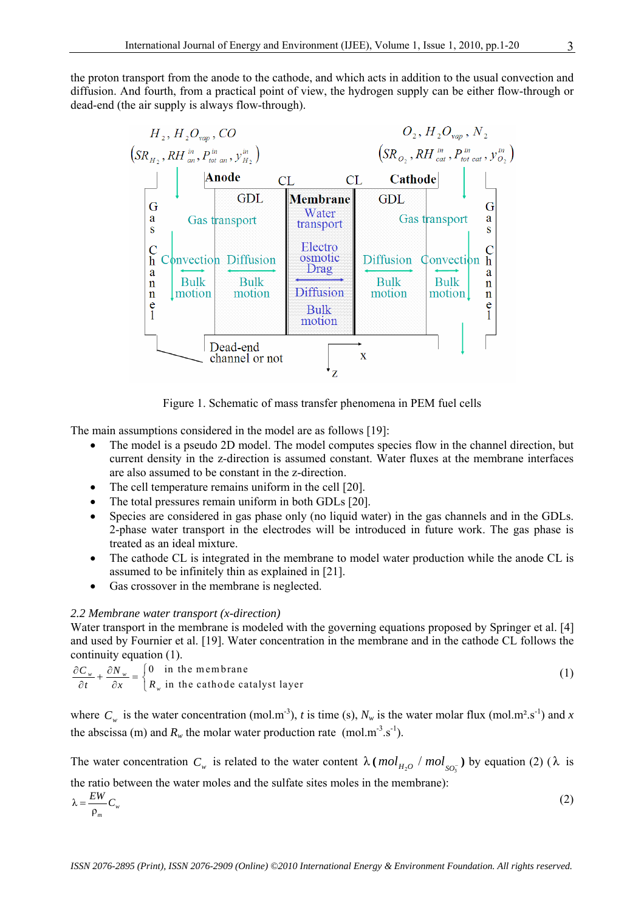the proton transport from the anode to the cathode, and which acts in addition to the usual convection and diffusion. And fourth, from a practical point of view, the hydrogen supply can be either flow-through or dead-end (the air supply is always flow-through).

Figure 1. Schematic of mass transfer phenomena in PEM fuel cells

The main assumptions considered in the model are as follows [19]:

- The model is a pseudo 2D model. The model computes species flow in the channel direction, but current density in the z-direction is assumed constant. Water fluxes at the membrane interfaces are also assumed to be constant in the z-direction.
- The cell temperature remains uniform in the cell [20].
- The total pressures remain uniform in both GDLs [20].
- Species are considered in gas phase only (no liquid water) in the gas channels and in the GDLs. 2-phase water transport in the electrodes will be introduced in future work. The gas phase is treated as an ideal mixture.
- The cathode CL is integrated in the membrane to model water production while the anode CL is assumed to be infinitely thin as explained in [21].
- Gas crossover in the membrane is neglected.

*2.2 Membrane water transport (x-direction)*

Water transport in the membrane is modeled with the governing equations proposed by Springer et al. [4] and used by Fournier et al. [19]. Water concentration in the membrane and in the cathode CL follows the continuity equation (1).

$$\frac{\partial C_w}{\partial t} + \frac{\partial N_w}{\partial x} = \begin{cases} 0 & \text{in the membrane} \\ R_w & \text{in the cathode catalyst layer} \end{cases} \tag{1}$$

where $C_w$ is the water concentration (mol.m$^{-3}$), $t$ is time (s), $N_w$ is the water molar flux (mol.m².s$^{-1}$) and $x$ the abscissa (m) and $R_w$ the molar water production rate (mol.m$^{-3}$.s$^{-1}$).

The water concentration $C_w$ is related to the water content $\lambda\,(mol_{H_2O} / mol_{SO_3^-})$ by equation (2) ($\lambda$ is the ratio between the water moles and the sulfate sites moles in the membrane):

$$\lambda = \frac{EW}{\rho_m} C_w \tag{2}$$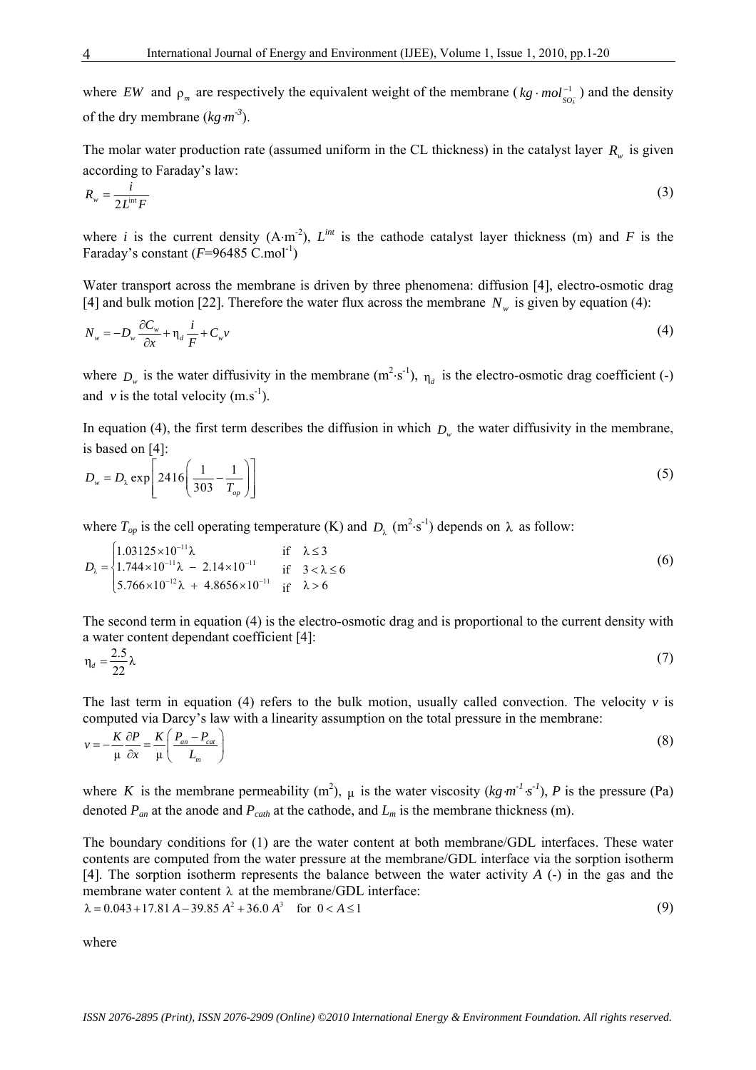where $EW$ and $\rho_m$ are respectively the equivalent weight of the membrane ($kg \cdot mol_{SO_3^-}^{-1}$) and the density of the dry membrane ($kg{\cdot}m^{-3}$).

The molar water production rate (assumed uniform in the CL thickness) in the catalyst layer $R_w$ is given according to Faraday's law:

$$R_w = \frac{i}{2L^{int}F} \tag{3}$$

where $i$ is the current density ($A{\cdot}m^{-2}$), $L^{int}$ is the cathode catalyst layer thickness (m) and $F$ is the Faraday's constant ($F$=96485 $C.mol^{-1}$)

Water transport across the membrane is driven by three phenomena: diffusion [4], electro-osmotic drag [4] and bulk motion [22]. Therefore the water flux across the membrane $N_w$ is given by equation (4):

$$N_w = -D_w \frac{\partial C_w}{\partial x} + \eta_d \frac{i}{F} + C_w v \tag{4}$$

where $D_w$ is the water diffusivity in the membrane ($m^2{\cdot}s^{-1}$), $\eta_d$ is the electro-osmotic drag coefficient (-) and $v$ is the total velocity ($m.s^{-1}$).

In equation (4), the first term describes the diffusion in which $D_w$ the water diffusivity in the membrane, is based on [4]:

$$D_w = D_\lambda \exp\left[2416\left(\frac{1}{303} - \frac{1}{T_{op}}\right)\right] \tag{5}$$

where $T_{op}$ is the cell operating temperature (K) and $D_\lambda$ ($m^2{\cdot}s^{-1}$) depends on $\lambda$ as follow:

$$D_\lambda = \begin{cases} 1.03125\times10^{-11}\lambda & \text{if} \quad \lambda \le 3 \\ 1.744\times10^{-11}\lambda \; - \; 2.14\times10^{-11} & \text{if} \quad 3 < \lambda \le 6 \\ 5.766\times10^{-12}\lambda \; + \; 4.8656\times10^{-11} & \text{if} \quad \lambda > 6 \end{cases} \tag{6}$$

The second term in equation (4) is the electro-osmotic drag and is proportional to the current density with a water content dependant coefficient [4]:

$$\eta_d = \frac{2.5}{22}\lambda \tag{7}$$

The last term in equation (4) refers to the bulk motion, usually called convection. The velocity $v$ is computed via Darcy's law with a linearity assumption on the total pressure in the membrane:

$$v = -\frac{K}{\mu}\frac{\partial P}{\partial x} = \frac{K}{\mu}\left(\frac{P_{an} - P_{cat}}{L_m}\right) \tag{8}$$

where $K$ is the membrane permeability ($m^2$), $\mu$ is the water viscosity ($kg{\cdot}m^{-1}{\cdot}s^{-1}$), $P$ is the pressure (Pa) denoted $P_{an}$ at the anode and $P_{cath}$ at the cathode, and $L_m$ is the membrane thickness (m).

The boundary conditions for (1) are the water content at both membrane/GDL interfaces. These water contents are computed from the water pressure at the membrane/GDL interface via the sorption isotherm [4]. The sorption isotherm represents the balance between the water activity $A$ (-) in the gas and the membrane water content $\lambda$ at the membrane/GDL interface:

$$\lambda = 0.043 + 17.81\,A - 39.85\,A^2 + 36.0\,A^3 \quad \text{for} \;\; 0 < A \le 1 \tag{9}$$

where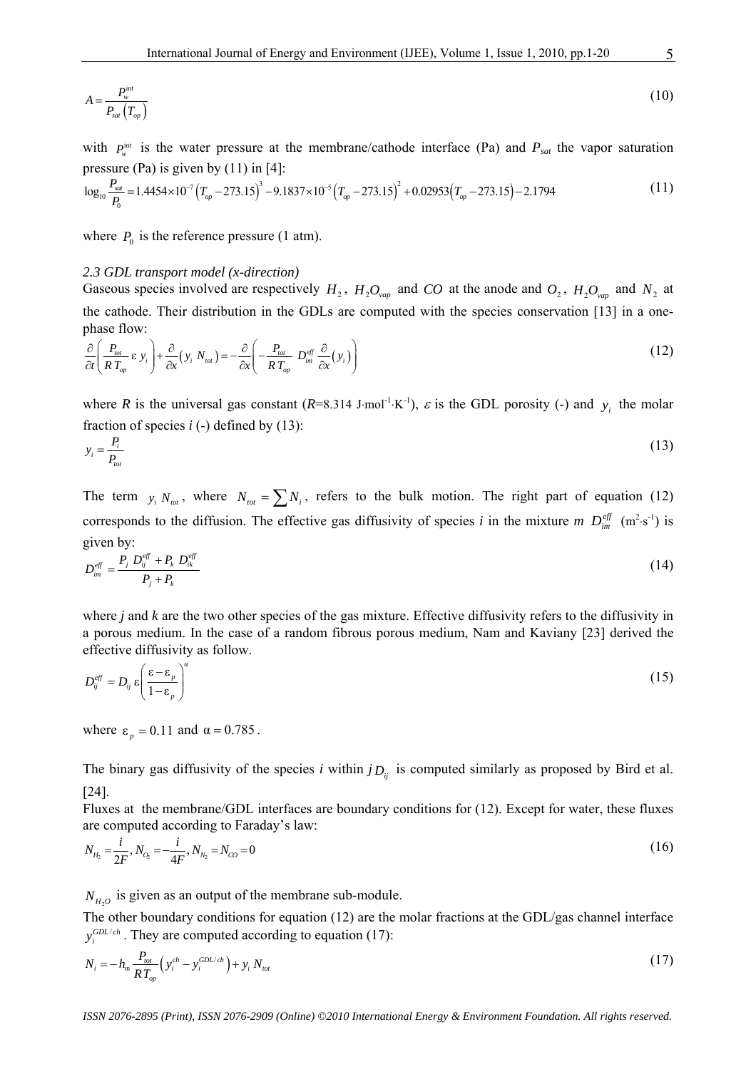$$A = \frac{P_w^{int}}{P_{sat}\left(T_{op}\right)} \tag{10}$$

with $P_w^{int}$ is the water pressure at the membrane/cathode interface (Pa) and $P_{sat}$ the vapor saturation pressure (Pa) is given by (11) in [4]:

$$\log_{10}\frac{P_{sat}}{P_0} = 1.4454\times10^{-7}\left(T_{op}-273.15\right)^3 - 9.1837\times10^{-5}\left(T_{op}-273.15\right)^2 + 0.02953\left(T_{op}-273.15\right) - 2.1794 \tag{11}$$

where $P_0$ is the reference pressure (1 atm).

*2.3 GDL transport model (x-direction)*

Gaseous species involved are respectively $H_2$, $H_2O_{vap}$ and $CO$ at the anode and $O_2$, $H_2O_{vap}$ and $N_2$ at the cathode. Their distribution in the GDLs are computed with the species conservation [13] in a one-phase flow:

$$\frac{\partial}{\partial t}\left(\frac{P_{tot}}{R\,T_{op}}\,\varepsilon\,y_i\right) + \frac{\partial}{\partial x}\left(y_i\,N_{tot}\right) = -\frac{\partial}{\partial x}\left(-\frac{P_{tot}}{R\,T_{op}}\,D_{im}^{eff}\,\frac{\partial}{\partial x}\left(y_i\right)\right) \tag{12}$$

where *R* is the universal gas constant ($R$=8.314 J·mol$^{-1}$·K$^{-1}$), $\varepsilon$ is the GDL porosity (-) and $y_i$ the molar fraction of species *i* (-) defined by (13):

$$y_i = \frac{P_i}{P_{tot}} \tag{13}$$

The term $y_i\,N_{tot}$, where $N_{tot} = \sum N_i$, refers to the bulk motion. The right part of equation (12) corresponds to the diffusion. The effective gas diffusivity of species *i* in the mixture *m* $D_{im}^{eff}$ (m$^2$·s$^{-1}$) is given by:

$$D_{im}^{eff} = \frac{P_j\,D_{ij}^{eff} + P_k\,D_{ik}^{eff}}{P_j + P_k} \tag{14}$$

where *j* and *k* are the two other species of the gas mixture. Effective diffusivity refers to the diffusivity in a porous medium. In the case of a random fibrous porous medium, Nam and Kaviany [23] derived the effective diffusivity as follow.

$$D_{ij}^{eff} = D_{ij}\,\varepsilon\left(\frac{\varepsilon-\varepsilon_p}{1-\varepsilon_p}\right)^{\alpha} \tag{15}$$

where $\varepsilon_p = 0.11$ and $\alpha = 0.785$.

The binary gas diffusivity of the species *i* within *j* $D_{ij}$ is computed similarly as proposed by Bird et al. [24].

Fluxes at the membrane/GDL interfaces are boundary conditions for (12). Except for water, these fluxes are computed according to Faraday's law:

$$N_{H_2} = \frac{i}{2F},\ N_{O_2} = -\frac{i}{4F},\ N_{N_2} = N_{CO} = 0 \tag{16}$$

$N_{H_2O}$ is given as an output of the membrane sub-module.

The other boundary conditions for equation (12) are the molar fractions at the GDL/gas channel interface $y_i^{GDL/ch}$. They are computed according to equation (17):

$$N_i = -h_m\,\frac{P_{tot}}{R\,T_{op}}\left(y_i^{ch} - y_i^{GDL/ch}\right) + y_i\,N_{tot} \tag{17}$$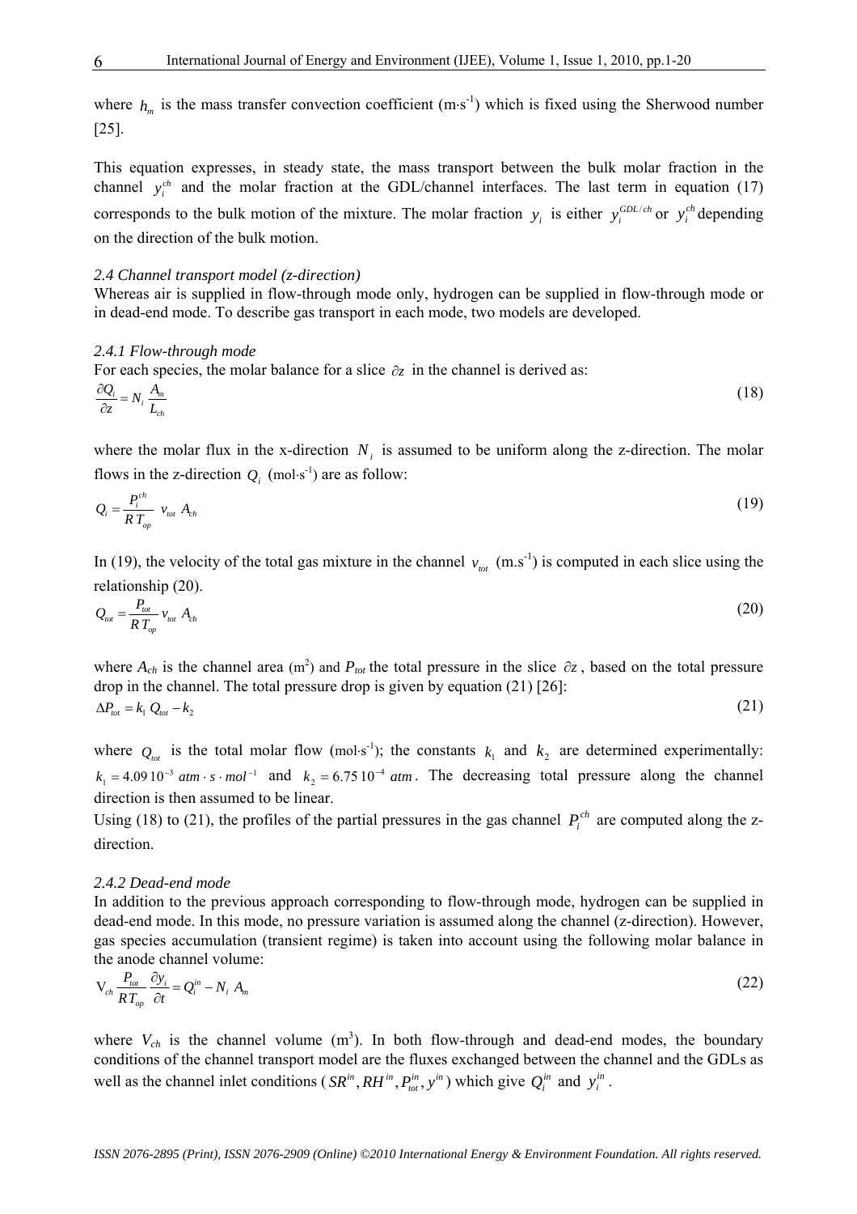where $h_m$ is the mass transfer convection coefficient (m·s[-1]) which is fixed using the Sherwood number [25].

This equation expresses, in steady state, the mass transport between the bulk molar fraction in the channel $y_i^{ch}$ and the molar fraction at the GDL/channel interfaces. The last term in equation (17) corresponds to the bulk motion of the mixture. The molar fraction $y_i$ is either $y_i^{GDL/ch}$ or $y_i^{ch}$ depending on the direction of the bulk motion.

*2.4 Channel transport model (z-direction)*

Whereas air is supplied in flow-through mode only, hydrogen can be supplied in flow-through mode or in dead-end mode. To describe gas transport in each mode, two models are developed.

*2.4.1 Flow-through mode*

For each species, the molar balance for a slice $\partial z$ in the channel is derived as:

$$\frac{\partial Q_i}{\partial z} = N_i \frac{A_m}{L_{ch}} \tag{18}$$

where the molar flux in the x-direction $N_i$ is assumed to be uniform along the z-direction. The molar flows in the z-direction $Q_i$ (mol·s[-1]) are as follow:

$$Q_i = \frac{P_i^{ch}}{R\,T_{op}}\, v_{tot}\, A_{ch} \tag{19}$$

In (19), the velocity of the total gas mixture in the channel $v_{tot}$ (m.s[-1]) is computed in each slice using the relationship (20).

$$Q_{tot} = \frac{P_{tot}}{R\,T_{op}} v_{tot}\, A_{ch} \tag{20}$$

where $A_{ch}$ is the channel area (m[2]) and $P_{tot}$ the total pressure in the slice $\partial z$, based on the total pressure drop in the channel. The total pressure drop is given by equation (21) [26]:

$$\Delta P_{tot} = k_1\, Q_{tot} - k_2 \tag{21}$$

where $Q_{tot}$ is the total molar flow (mol·s[-1]); the constants $k_1$ and $k_2$ are determined experimentally: $k_1 = 4.09\,10^{-3}\ atm \cdot s \cdot mol^{-1}$ and $k_2 = 6.75\,10^{-4}\ atm$. The decreasing total pressure along the channel direction is then assumed to be linear.

Using (18) to (21), the profiles of the partial pressures in the gas channel $P_i^{ch}$ are computed along the z-direction.

*2.4.2 Dead-end mode*

In addition to the previous approach corresponding to flow-through mode, hydrogen can be supplied in dead-end mode. In this mode, no pressure variation is assumed along the channel (z-direction). However, gas species accumulation (transient regime) is taken into account using the following molar balance in the anode channel volume:

$$\mathrm{V}_{ch} \frac{P_{tot}}{RT_{op}} \frac{\partial y_i}{\partial t} = Q_i^{in} - N_i\, A_m \tag{22}$$

where $V_{ch}$ is the channel volume (m[3]). In both flow-through and dead-end modes, the boundary conditions of the channel transport model are the fluxes exchanged between the channel and the GDLs as well as the channel inlet conditions ($SR^{in}, RH^{in}, P_{tot}^{in}, y^{in}$) which give $Q_i^{in}$ and $y_i^{in}$.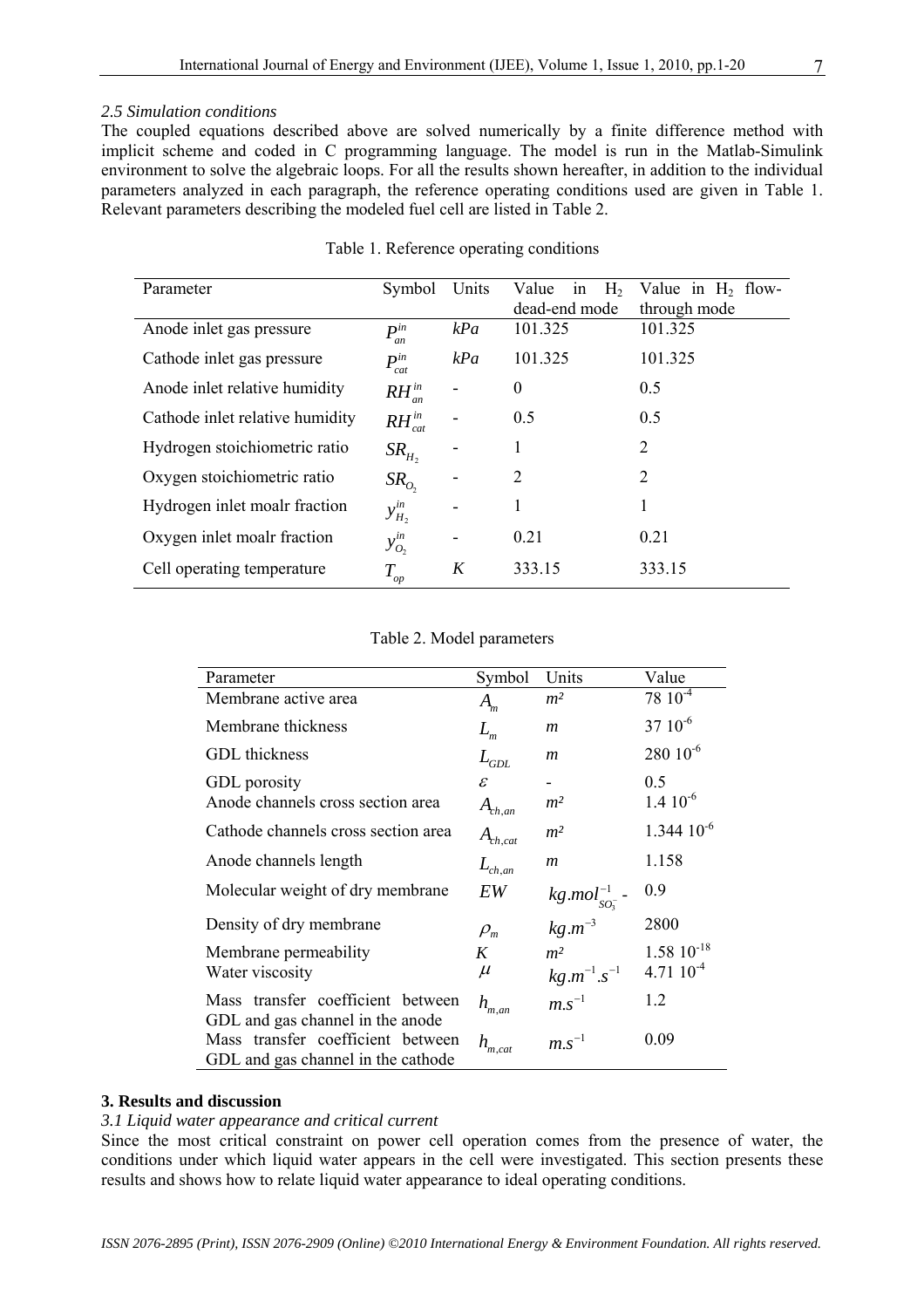*2.5 Simulation conditions*

The coupled equations described above are solved numerically by a finite difference method with implicit scheme and coded in C programming language. The model is run in the Matlab-Simulink environment to solve the algebraic loops. For all the results shown hereafter, in addition to the individual parameters analyzed in each paragraph, the reference operating conditions used are given in Table 1. Relevant parameters describing the modeled fuel cell are listed in Table 2.

Table 1. Reference operating conditions

| Parameter | Symbol | Units | Value in $H_2$ dead-end mode | Value in $H_2$ flow-through mode |
|---|---|---|---|---|
| Anode inlet gas pressure | $P_{an}^{in}$ | *kPa* | 101.325 | 101.325 |
| Cathode inlet gas pressure | $P_{cat}^{in}$ | *kPa* | 101.325 | 101.325 |
| Anode inlet relative humidity | $RH_{an}^{in}$ | - | 0 | 0.5 |
| Cathode inlet relative humidity | $RH_{cat}^{in}$ | - | 0.5 | 0.5 |
| Hydrogen stoichiometric ratio | $SR_{H_2}$ | - | 1 | 2 |
| Oxygen stoichiometric ratio | $SR_{O_2}$ | - | 2 | 2 |
| Hydrogen inlet moalr fraction | $y_{H_2}^{in}$ | - | 1 | 1 |
| Oxygen inlet moalr fraction | $y_{O_2}^{in}$ | - | 0.21 | 0.21 |
| Cell operating temperature | $T_{op}$ | *K* | 333.15 | 333.15 |

Table 2. Model parameters

| Parameter | Symbol | Units | Value |
|---|---|---|---|
| Membrane active area | $A_m$ | $m^2$ | 78 $10^{-4}$ |
| Membrane thickness | $L_m$ | $m$ | 37 $10^{-6}$ |
| GDL thickness | $L_{GDL}$ | $m$ | 280 $10^{-6}$ |
| GDL porosity | $\varepsilon$ | - | 0.5 |
| Anode channels cross section area | $A_{ch,an}$ | $m^2$ | 1.4 $10^{-6}$ |
| Cathode channels cross section area | $A_{ch,cat}$ | $m^2$ | 1.344 $10^{-6}$ |
| Anode channels length | $L_{ch,an}$ | $m$ | 1.158 |
| Molecular weight of dry membrane | $EW$ | $kg.mol_{SO_3^-}^{-1}$ - | 0.9 |
| Density of dry membrane | $\rho_m$ | $kg.m^{-3}$ | 2800 |
| Membrane permeability | $K$ | $m^2$ | 1.58 $10^{-18}$ |
| Water viscosity | $\mu$ | $kg.m^{-1}.s^{-1}$ | 4.71 $10^{-4}$ |
| Mass transfer coefficient between GDL and gas channel in the anode | $h_{m,an}$ | $m.s^{-1}$ | 1.2 |
| Mass transfer coefficient between GDL and gas channel in the cathode | $h_{m,cat}$ | $m.s^{-1}$ | 0.09 |

## 3. Results and discussion

*3.1 Liquid water appearance and critical current*

Since the most critical constraint on power cell operation comes from the presence of water, the conditions under which liquid water appears in the cell were investigated. This section presents these results and shows how to relate liquid water appearance to ideal operating conditions.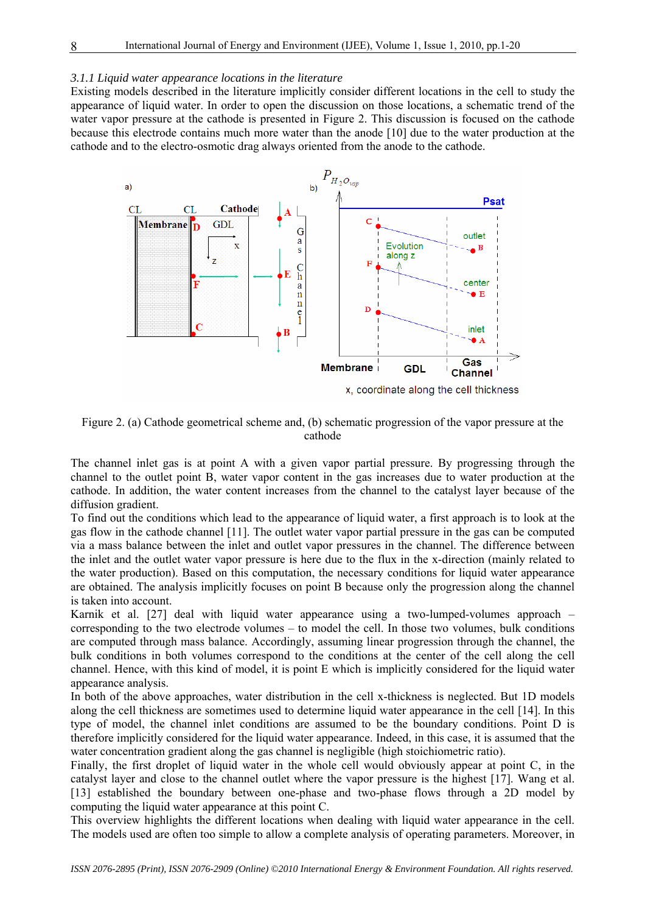### 3.1.1 Liquid water appearance locations in the literature

Existing models described in the literature implicitly consider different locations in the cell to study the appearance of liquid water. In order to open the discussion on those locations, a schematic trend of the water vapor pressure at the cathode is presented in Figure 2. This discussion is focused on the cathode because this electrode contains much more water than the anode [10] due to the water production at the cathode and to the electro-osmotic drag always oriented from the anode to the cathode.

Figure 2. (a) Cathode geometrical scheme and, (b) schematic progression of the vapor pressure at the cathode

The channel inlet gas is at point A with a given vapor partial pressure. By progressing through the channel to the outlet point B, water vapor content in the gas increases due to water production at the cathode. In addition, the water content increases from the channel to the catalyst layer because of the diffusion gradient.

To find out the conditions which lead to the appearance of liquid water, a first approach is to look at the gas flow in the cathode channel [11]. The outlet water vapor partial pressure in the gas can be computed via a mass balance between the inlet and outlet vapor pressures in the channel. The difference between the inlet and the outlet water vapor pressure is here due to the flux in the x-direction (mainly related to the water production). Based on this computation, the necessary conditions for liquid water appearance are obtained. The analysis implicitly focuses on point B because only the progression along the channel is taken into account.

Karnik et al. [27] deal with liquid water appearance using a two-lumped-volumes approach – corresponding to the two electrode volumes – to model the cell. In those two volumes, bulk conditions are computed through mass balance. Accordingly, assuming linear progression through the channel, the bulk conditions in both volumes correspond to the conditions at the center of the cell along the cell channel. Hence, with this kind of model, it is point E which is implicitly considered for the liquid water appearance analysis.

In both of the above approaches, water distribution in the cell x-thickness is neglected. But 1D models along the cell thickness are sometimes used to determine liquid water appearance in the cell [14]. In this type of model, the channel inlet conditions are assumed to be the boundary conditions. Point D is therefore implicitly considered for the liquid water appearance. Indeed, in this case, it is assumed that the water concentration gradient along the gas channel is negligible (high stoichiometric ratio).

Finally, the first droplet of liquid water in the whole cell would obviously appear at point C, in the catalyst layer and close to the channel outlet where the vapor pressure is the highest [17]. Wang et al. [13] established the boundary between one-phase and two-phase flows through a 2D model by computing the liquid water appearance at this point C.

This overview highlights the different locations when dealing with liquid water appearance in the cell. The models used are often too simple to allow a complete analysis of operating parameters. Moreover, in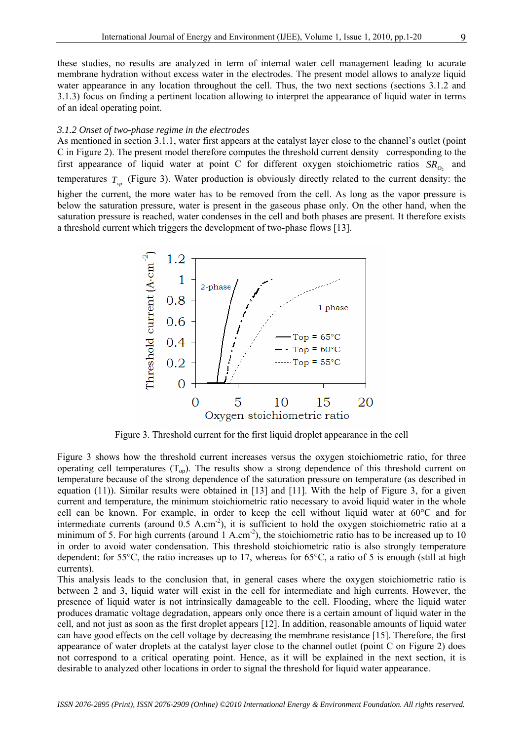these studies, no results are analyzed in term of internal water cell management leading to acurate membrane hydration without excess water in the electrodes. The present model allows to analyze liquid water appearance in any location throughout the cell. Thus, the two next sections (sections 3.1.2 and 3.1.3) focus on finding a pertinent location allowing to interpret the appearance of liquid water in terms of an ideal operating point.

### *3.1.2 Onset of two-phase regime in the electrodes*

As mentioned in section 3.1.1, water first appears at the catalyst layer close to the channel's outlet (point C in Figure 2). The present model therefore computes the threshold current density corresponding to the first appearance of liquid water at point C for different oxygen stoichiometric ratios $SR_{O_2}$ and temperatures $T_{op}$ (Figure 3). Water production is obviously directly related to the current density: the higher the current, the more water has to be removed from the cell. As long as the vapor pressure is below the saturation pressure, water is present in the gaseous phase only. On the other hand, when the saturation pressure is reached, water condenses in the cell and both phases are present. It therefore exists a threshold current which triggers the development of two-phase flows [13].

Figure 3. Threshold current for the first liquid droplet appearance in the cell

Figure 3 shows how the threshold current increases versus the oxygen stoichiometric ratio, for three operating cell temperatures ($T_{op}$). The results show a strong dependence of this threshold current on temperature because of the strong dependence of the saturation pressure on temperature (as described in equation (11)). Similar results were obtained in [13] and [11]. With the help of Figure 3, for a given current and temperature, the minimum stoichiometric ratio necessary to avoid liquid water in the whole cell can be known. For example, in order to keep the cell without liquid water at 60°C and for intermediate currents (around 0.5 A.cm$^{-2}$), it is sufficient to hold the oxygen stoichiometric ratio at a minimum of 5. For high currents (around 1 A.cm$^{-2}$), the stoichiometric ratio has to be increased up to 10 in order to avoid water condensation. This threshold stoichiometric ratio is also strongly temperature dependent: for 55°C, the ratio increases up to 17, whereas for 65°C, a ratio of 5 is enough (still at high currents).

This analysis leads to the conclusion that, in general cases where the oxygen stoichiometric ratio is between 2 and 3, liquid water will exist in the cell for intermediate and high currents. However, the presence of liquid water is not intrinsically damageable to the cell. Flooding, where the liquid water produces dramatic voltage degradation, appears only once there is a certain amount of liquid water in the cell, and not just as soon as the first droplet appears [12]. In addition, reasonable amounts of liquid water can have good effects on the cell voltage by decreasing the membrane resistance [15]. Therefore, the first appearance of water droplets at the catalyst layer close to the channel outlet (point C on Figure 2) does not correspond to a critical operating point. Hence, as it will be explained in the next section, it is desirable to analyzed other locations in order to signal the threshold for liquid water appearance.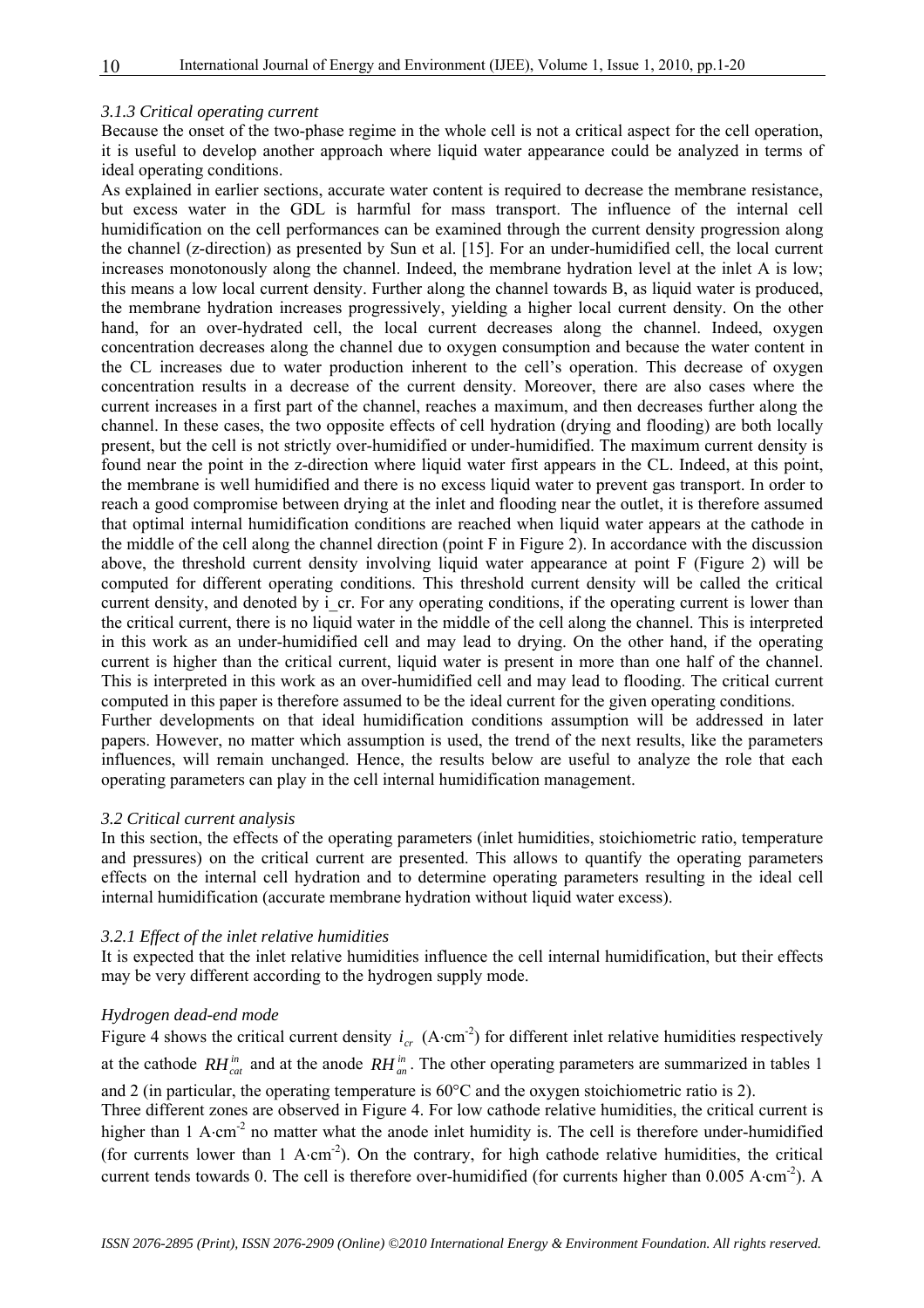*3.1.3 Critical operating current*

Because the onset of the two-phase regime in the whole cell is not a critical aspect for the cell operation, it is useful to develop another approach where liquid water appearance could be analyzed in terms of ideal operating conditions.

As explained in earlier sections, accurate water content is required to decrease the membrane resistance, but excess water in the GDL is harmful for mass transport. The influence of the internal cell humidification on the cell performances can be examined through the current density progression along the channel (z-direction) as presented by Sun et al. [15]. For an under-humidified cell, the local current increases monotonously along the channel. Indeed, the membrane hydration level at the inlet A is low; this means a low local current density. Further along the channel towards B, as liquid water is produced, the membrane hydration increases progressively, yielding a higher local current density. On the other hand, for an over-hydrated cell, the local current decreases along the channel. Indeed, oxygen concentration decreases along the channel due to oxygen consumption and because the water content in the CL increases due to water production inherent to the cell's operation. This decrease of oxygen concentration results in a decrease of the current density. Moreover, there are also cases where the current increases in a first part of the channel, reaches a maximum, and then decreases further along the channel. In these cases, the two opposite effects of cell hydration (drying and flooding) are both locally present, but the cell is not strictly over-humidified or under-humidified. The maximum current density is found near the point in the z-direction where liquid water first appears in the CL. Indeed, at this point, the membrane is well humidified and there is no excess liquid water to prevent gas transport. In order to reach a good compromise between drying at the inlet and flooding near the outlet, it is therefore assumed that optimal internal humidification conditions are reached when liquid water appears at the cathode in the middle of the cell along the channel direction (point F in Figure 2). In accordance with the discussion above, the threshold current density involving liquid water appearance at point F (Figure 2) will be computed for different operating conditions. This threshold current density will be called the critical current density, and denoted by i_cr. For any operating conditions, if the operating current is lower than the critical current, there is no liquid water in the middle of the cell along the channel. This is interpreted in this work as an under-humidified cell and may lead to drying. On the other hand, if the operating current is higher than the critical current, liquid water is present in more than one half of the channel. This is interpreted in this work as an over-humidified cell and may lead to flooding. The critical current computed in this paper is therefore assumed to be the ideal current for the given operating conditions.

Further developments on that ideal humidification conditions assumption will be addressed in later papers. However, no matter which assumption is used, the trend of the next results, like the parameters influences, will remain unchanged. Hence, the results below are useful to analyze the role that each operating parameters can play in the cell internal humidification management.

*3.2 Critical current analysis*

In this section, the effects of the operating parameters (inlet humidities, stoichiometric ratio, temperature and pressures) on the critical current are presented. This allows to quantify the operating parameters effects on the internal cell hydration and to determine operating parameters resulting in the ideal cell internal humidification (accurate membrane hydration without liquid water excess).

*3.2.1 Effect of the inlet relative humidities*

It is expected that the inlet relative humidities influence the cell internal humidification, but their effects may be very different according to the hydrogen supply mode.

*Hydrogen dead-end mode*

Figure 4 shows the critical current density $i_{cr}$ ($A \cdot cm^{-2}$) for different inlet relative humidities respectively at the cathode $RH_{cat}^{in}$ and at the anode $RH_{an}^{in}$. The other operating parameters are summarized in tables 1 and 2 (in particular, the operating temperature is 60°C and the oxygen stoichiometric ratio is 2).

Three different zones are observed in Figure 4. For low cathode relative humidities, the critical current is higher than 1 $A \cdot cm^{-2}$ no matter what the anode inlet humidity is. The cell is therefore under-humidified (for currents lower than 1 $A \cdot cm^{-2}$). On the contrary, for high cathode relative humidities, the critical current tends towards 0. The cell is therefore over-humidified (for currents higher than 0.005 $A \cdot cm^{-2}$). A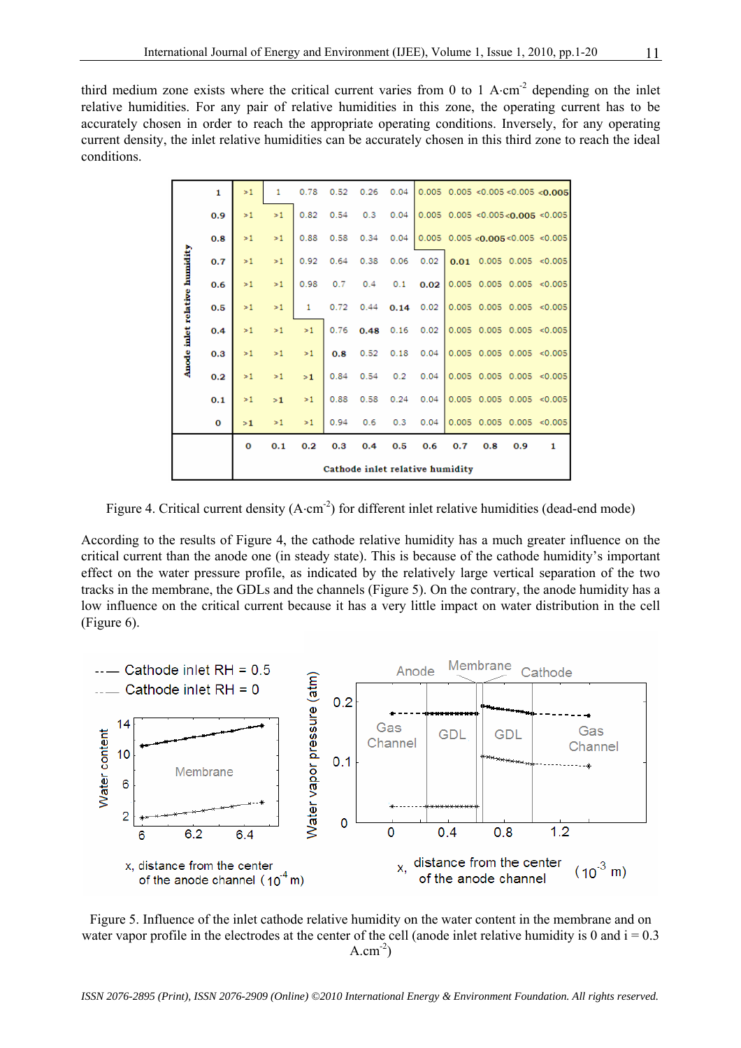third medium zone exists where the critical current varies from 0 to 1 A·cm$^{-2}$ depending on the inlet relative humidities. For any pair of relative humidities in this zone, the operating current has to be accurately chosen in order to reach the appropriate operating conditions. Inversely, for any operating current density, the inlet relative humidities can be accurately chosen in this third zone to reach the ideal conditions.

| Anode inlet relative humidity | | | | | | | | | | | |
|---|---|---|---|---|---|---|---|---|---|---|---|
| 1 | >1 | 1 | 0.78 | 0.52 | 0.26 | 0.04 | 0.005 | 0.005 | <0.005 | <0.005 | **<0.005** |
| 0.9 | >1 | >1 | 0.82 | 0.54 | 0.3 | 0.04 | 0.005 | 0.005 | <0.005 | **<0.005** | <0.005 |
| 0.8 | >1 | >1 | 0.88 | 0.58 | 0.34 | 0.04 | 0.005 | 0.005 | **<0.005** | <0.005 | <0.005 |
| 0.7 | >1 | >1 | 0.92 | 0.64 | 0.38 | 0.06 | 0.02 | **0.01** | 0.005 | 0.005 | <0.005 |
| 0.6 | >1 | >1 | 0.98 | 0.7 | 0.4 | 0.1 | **0.02** | 0.005 | 0.005 | 0.005 | <0.005 |
| 0.5 | >1 | >1 | 1 | 0.72 | 0.44 | **0.14** | 0.02 | 0.005 | 0.005 | 0.005 | <0.005 |
| 0.4 | >1 | >1 | >1 | 0.76 | **0.48** | 0.16 | 0.02 | 0.005 | 0.005 | 0.005 | <0.005 |
| 0.3 | >1 | >1 | >1 | **0.8** | 0.52 | 0.18 | 0.04 | 0.005 | 0.005 | 0.005 | <0.005 |
| 0.2 | >1 | >1 | **>1** | 0.84 | 0.54 | 0.2 | 0.04 | 0.005 | 0.005 | 0.005 | <0.005 |
| 0.1 | >1 | **>1** | >1 | 0.88 | 0.58 | 0.24 | 0.04 | 0.005 | 0.005 | 0.005 | <0.005 |
| 0 | **>1** | >1 | >1 | 0.94 | 0.6 | 0.3 | 0.04 | 0.005 | 0.005 | 0.005 | <0.005 |
| **Cathode inlet relative humidity** | 0 | 0.1 | 0.2 | 0.3 | 0.4 | 0.5 | 0.6 | 0.7 | 0.8 | 0.9 | 1 |

Figure 4. Critical current density (A·cm$^{-2}$) for different inlet relative humidities (dead-end mode)

According to the results of Figure 4, the cathode relative humidity has a much greater influence on the critical current than the anode one (in steady state). This is because of the cathode humidity's important effect on the water pressure profile, as indicated by the relatively large vertical separation of the two tracks in the membrane, the GDLs and the channels (Figure 5). On the contrary, the anode humidity has a low influence on the critical current because it has a very little impact on water distribution in the cell (Figure 6).

Figure 5. Influence of the inlet cathode relative humidity on the water content in the membrane and on water vapor profile in the electrodes at the center of the cell (anode inlet relative humidity is 0 and i = 0.3 A.cm$^{-2}$)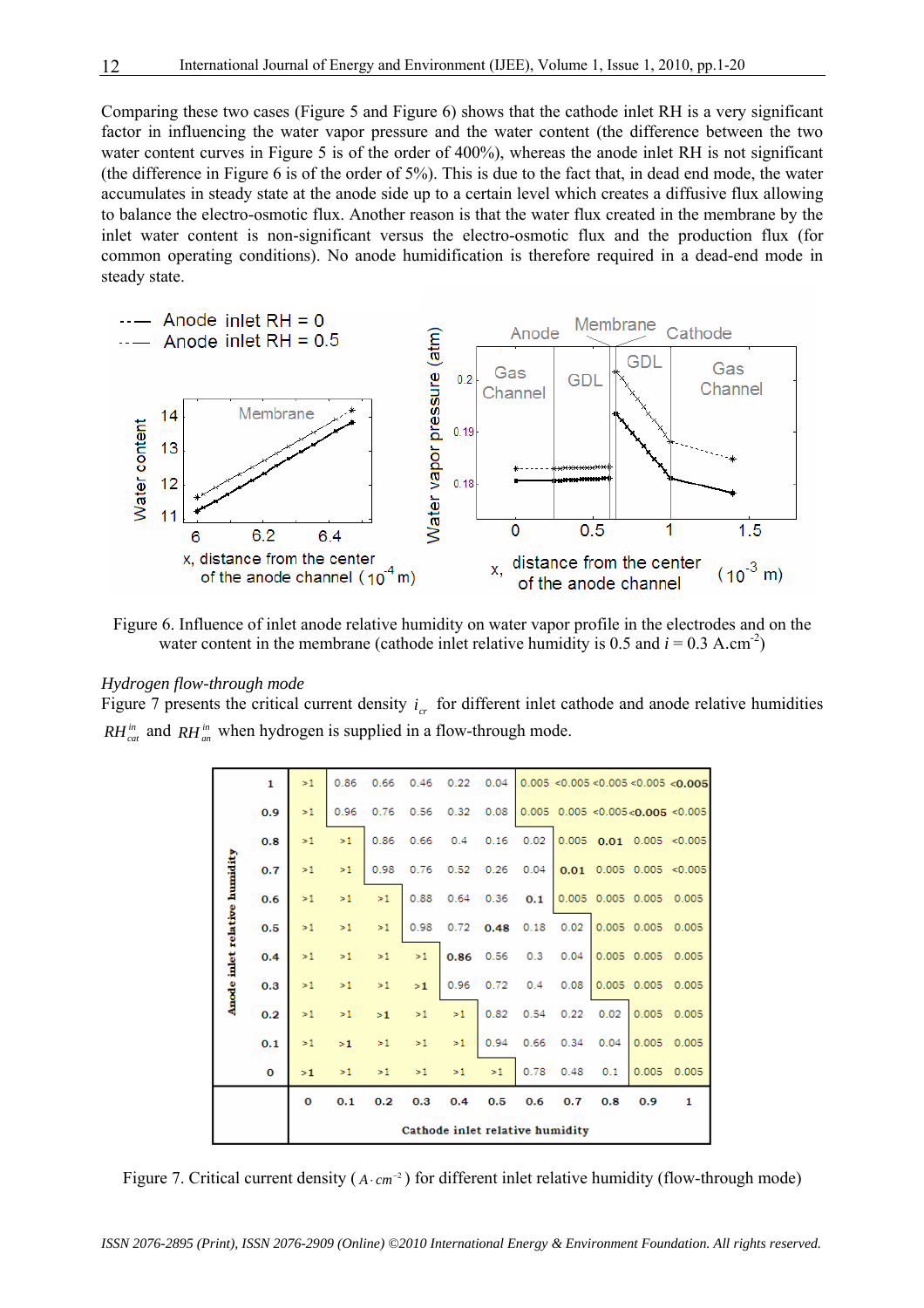Comparing these two cases (Figure 5 and Figure 6) shows that the cathode inlet RH is a very significant factor in influencing the water vapor pressure and the water content (the difference between the two water content curves in Figure 5 is of the order of 400%), whereas the anode inlet RH is not significant (the difference in Figure 6 is of the order of 5%). This is due to the fact that, in dead end mode, the water accumulates in steady state at the anode side up to a certain level which creates a diffusive flux allowing to balance the electro-osmotic flux. Another reason is that the water flux created in the membrane by the inlet water content is non-significant versus the electro-osmotic flux and the production flux (for common operating conditions). No anode humidification is therefore required in a dead-end mode in steady state.

Figure 6. Influence of inlet anode relative humidity on water vapor profile in the electrodes and on the water content in the membrane (cathode inlet relative humidity is 0.5 and $i = 0.3$ A.cm$^{-2}$)

*Hydrogen flow-through mode*

Figure 7 presents the critical current density $i_{cr}$ for different inlet cathode and anode relative humidities $RH_{cat}^{in}$ and $RH_{an}^{in}$ when hydrogen is supplied in a flow-through mode.

| Anode inlet relative humidity | | | | | | | | | | | |
|---|---|---|---|---|---|---|---|---|---|---|---|
| 1 | >1 | 0.86 | 0.66 | 0.46 | 0.22 | 0.04 | 0.005 | <0.005 | <0.005 | <0.005 | <0.005 |
| 0.9 | >1 | 0.96 | 0.76 | 0.56 | 0.32 | 0.08 | 0.005 | 0.005 | <0.005 | <0.005 | <0.005 |
| 0.8 | >1 | >1 | 0.86 | 0.66 | 0.4 | 0.16 | 0.02 | 0.005 | 0.01 | 0.005 | <0.005 |
| 0.7 | >1 | >1 | 0.98 | 0.76 | 0.52 | 0.26 | 0.04 | 0.01 | 0.005 | 0.005 | <0.005 |
| 0.6 | >1 | >1 | >1 | 0.88 | 0.64 | 0.36 | 0.1 | 0.005 | 0.005 | 0.005 | 0.005 |
| 0.5 | >1 | >1 | >1 | 0.98 | 0.72 | 0.48 | 0.18 | 0.02 | 0.005 | 0.005 | 0.005 |
| 0.4 | >1 | >1 | >1 | >1 | 0.86 | 0.56 | 0.3 | 0.04 | 0.005 | 0.005 | 0.005 |
| 0.3 | >1 | >1 | >1 | >1 | 0.96 | 0.72 | 0.4 | 0.08 | 0.005 | 0.005 | 0.005 |
| 0.2 | >1 | >1 | >1 | >1 | >1 | 0.82 | 0.54 | 0.22 | 0.02 | 0.005 | 0.005 |
| 0.1 | >1 | >1 | >1 | >1 | >1 | 0.94 | 0.66 | 0.34 | 0.04 | 0.005 | 0.005 |
| 0 | >1 | >1 | >1 | >1 | >1 | >1 | 0.78 | 0.48 | 0.1 | 0.005 | 0.005 |
| | 0 | 0.1 | 0.2 | 0.3 | 0.4 | 0.5 | 0.6 | 0.7 | 0.8 | 0.9 | 1 |
| | Cathode inlet relative humidity | | | | | | | | | | |

Figure 7. Critical current density ($A \cdot cm^{-2}$) for different inlet relative humidity (flow-through mode)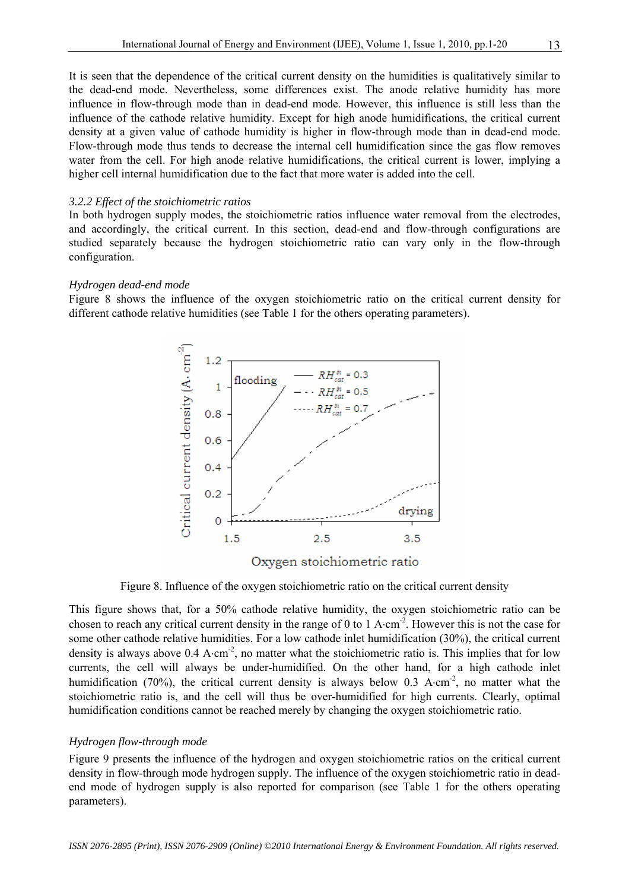It is seen that the dependence of the critical current density on the humidities is qualitatively similar to the dead-end mode. Nevertheless, some differences exist. The anode relative humidity has more influence in flow-through mode than in dead-end mode. However, this influence is still less than the influence of the cathode relative humidity. Except for high anode humidifications, the critical current density at a given value of cathode humidity is higher in flow-through mode than in dead-end mode. Flow-through mode thus tends to decrease the internal cell humidification since the gas flow removes water from the cell. For high anode relative humidifications, the critical current is lower, implying a higher cell internal humidification due to the fact that more water is added into the cell.

*3.2.2 Effect of the stoichiometric ratios*

In both hydrogen supply modes, the stoichiometric ratios influence water removal from the electrodes, and accordingly, the critical current. In this section, dead-end and flow-through configurations are studied separately because the hydrogen stoichiometric ratio can vary only in the flow-through configuration.

*Hydrogen dead-end mode*

Figure 8 shows the influence of the oxygen stoichiometric ratio on the critical current density for different cathode relative humidities (see Table 1 for the others operating parameters).

Figure 8. Influence of the oxygen stoichiometric ratio on the critical current density

This figure shows that, for a 50% cathode relative humidity, the oxygen stoichiometric ratio can be chosen to reach any critical current density in the range of 0 to 1 $A\cdot cm^{-2}$. However this is not the case for some other cathode relative humidities. For a low cathode inlet humidification (30%), the critical current density is always above 0.4 $A\cdot cm^{-2}$, no matter what the stoichiometric ratio is. This implies that for low currents, the cell will always be under-humidified. On the other hand, for a high cathode inlet humidification (70%), the critical current density is always below 0.3 $A\cdot cm^{-2}$, no matter what the stoichiometric ratio is, and the cell will thus be over-humidified for high currents. Clearly, optimal humidification conditions cannot be reached merely by changing the oxygen stoichiometric ratio.

*Hydrogen flow-through mode*

Figure 9 presents the influence of the hydrogen and oxygen stoichiometric ratios on the critical current density in flow-through mode hydrogen supply. The influence of the oxygen stoichiometric ratio in dead-end mode of hydrogen supply is also reported for comparison (see Table 1 for the others operating parameters).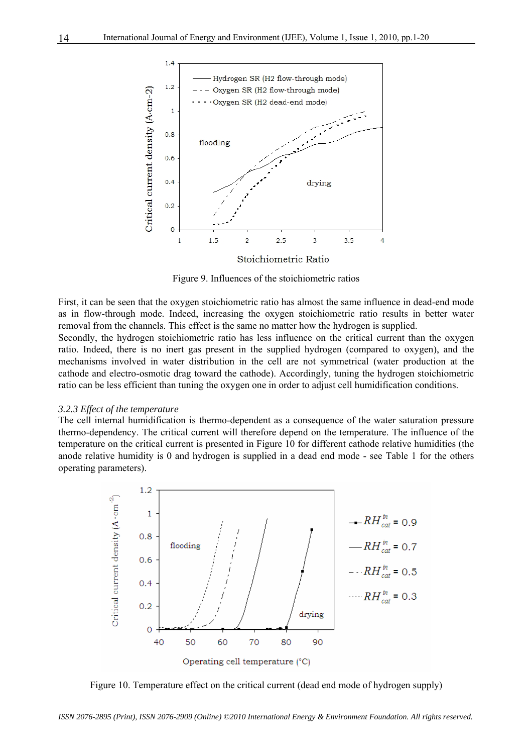Figure 9. Influences of the stoichiometric ratios

First, it can be seen that the oxygen stoichiometric ratio has almost the same influence in dead-end mode as in flow-through mode. Indeed, increasing the oxygen stoichiometric ratio results in better water removal from the channels. This effect is the same no matter how the hydrogen is supplied.

Secondly, the hydrogen stoichiometric ratio has less influence on the critical current than the oxygen ratio. Indeed, there is no inert gas present in the supplied hydrogen (compared to oxygen), and the mechanisms involved in water distribution in the cell are not symmetrical (water production at the cathode and electro-osmotic drag toward the cathode). Accordingly, tuning the hydrogen stoichiometric ratio can be less efficient than tuning the oxygen one in order to adjust cell humidification conditions.

### *3.2.3 Effect of the temperature*

The cell internal humidification is thermo-dependent as a consequence of the water saturation pressure thermo-dependency. The critical current will therefore depend on the temperature. The influence of the temperature on the critical current is presented in Figure 10 for different cathode relative humidities (the anode relative humidity is 0 and hydrogen is supplied in a dead end mode - see Table 1 for the others operating parameters).

Figure 10. Temperature effect on the critical current (dead end mode of hydrogen supply)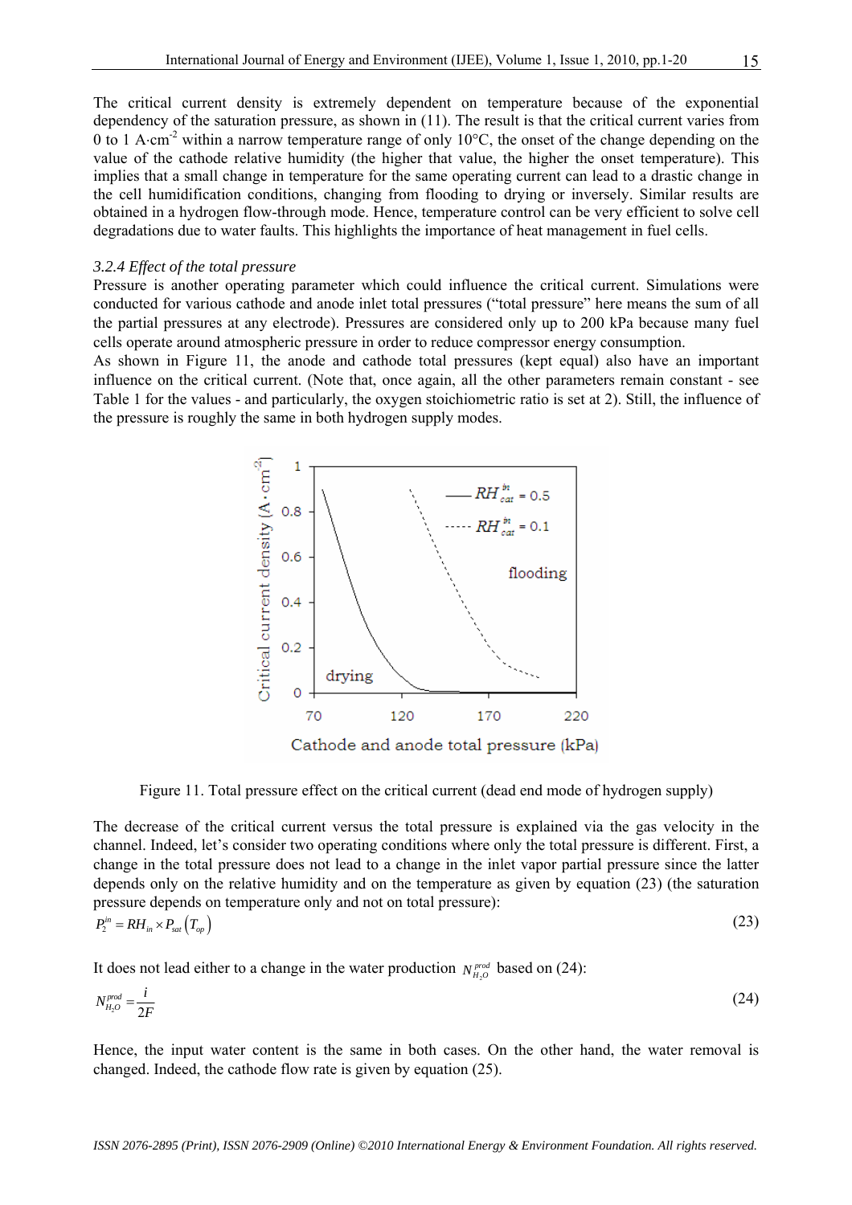The critical current density is extremely dependent on temperature because of the exponential dependency of the saturation pressure, as shown in (11). The result is that the critical current varies from 0 to 1 A·cm$^{-2}$ within a narrow temperature range of only 10°C, the onset of the change depending on the value of the cathode relative humidity (the higher that value, the higher the onset temperature). This implies that a small change in temperature for the same operating current can lead to a drastic change in the cell humidification conditions, changing from flooding to drying or inversely. Similar results are obtained in a hydrogen flow-through mode. Hence, temperature control can be very efficient to solve cell degradations due to water faults. This highlights the importance of heat management in fuel cells.

### *3.2.4 Effect of the total pressure*

Pressure is another operating parameter which could influence the critical current. Simulations were conducted for various cathode and anode inlet total pressures ("total pressure" here means the sum of all the partial pressures at any electrode). Pressures are considered only up to 200 kPa because many fuel cells operate around atmospheric pressure in order to reduce compressor energy consumption.

As shown in Figure 11, the anode and cathode total pressures (kept equal) also have an important influence on the critical current. (Note that, once again, all the other parameters remain constant - see Table 1 for the values - and particularly, the oxygen stoichiometric ratio is set at 2). Still, the influence of the pressure is roughly the same in both hydrogen supply modes.

Figure 11. Total pressure effect on the critical current (dead end mode of hydrogen supply)

The decrease of the critical current versus the total pressure is explained via the gas velocity in the channel. Indeed, let's consider two operating conditions where only the total pressure is different. First, a change in the total pressure does not lead to a change in the inlet vapor partial pressure since the latter depends only on the relative humidity and on the temperature as given by equation (23) (the saturation pressure depends on temperature only and not on total pressure):

$$P_2^{in} = RH_{in} \times P_{sat}\left(T_{op}\right) \tag{23}$$

It does not lead either to a change in the water production $N_{H_2O}^{prod}$ based on (24):

$$N_{H_2O}^{prod} = \frac{i}{2F} \tag{24}$$

Hence, the input water content is the same in both cases. On the other hand, the water removal is changed. Indeed, the cathode flow rate is given by equation (25).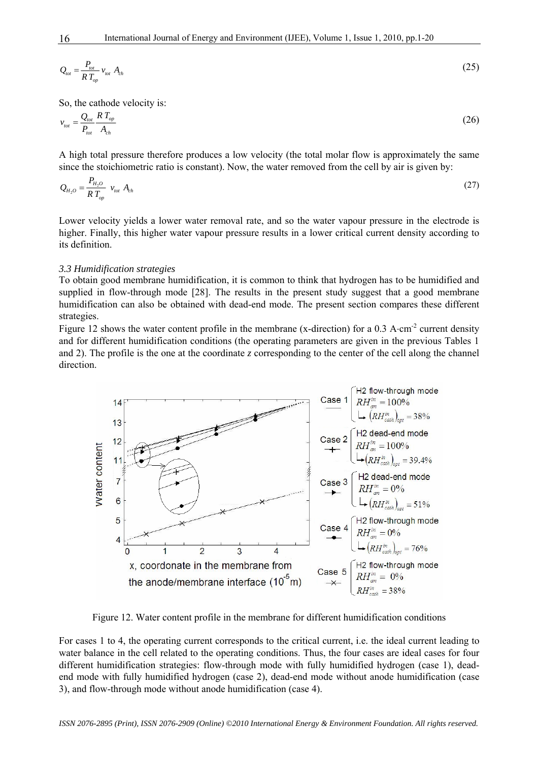$$Q_{tot} = \frac{P_{tot}}{R\,T_{op}}\, v_{tot}\, A_{ch} \tag{25}$$

So, the cathode velocity is:

$$v_{tot} = \frac{Q_{tot}}{P_{tot}} \frac{R\,T_{op}}{A_{ch}} \tag{26}$$

A high total pressure therefore produces a low velocity (the total molar flow is approximately the same since the stoichiometric ratio is constant). Now, the water removed from the cell by air is given by:

$$Q_{H_2O} = \frac{P_{H_2O}}{R\,T_{op}}\, v_{tot}\, A_{ch} \tag{27}$$

Lower velocity yields a lower water removal rate, and so the water vapour pressure in the electrode is higher. Finally, this higher water vapour pressure results in a lower critical current density according to its definition.

### *3.3 Humidification strategies*

To obtain good membrane humidification, it is common to think that hydrogen has to be humidified and supplied in flow-through mode [28]. The results in the present study suggest that a good membrane humidification can also be obtained with dead-end mode. The present section compares these different strategies.

Figure 12 shows the water content profile in the membrane (x-direction) for a 0.3 A·cm$^{-2}$ current density and for different humidification conditions (the operating parameters are given in the previous Tables 1 and 2). The profile is the one at the coordinate *z* corresponding to the center of the cell along the channel direction.

Figure 12. Water content profile in the membrane for different humidification conditions

For cases 1 to 4, the operating current corresponds to the critical current, i.e. the ideal current leading to water balance in the cell related to the operating conditions. Thus, the four cases are ideal cases for four different humidification strategies: flow-through mode with fully humidified hydrogen (case 1), dead-end mode with fully humidified hydrogen (case 2), dead-end mode without anode humidification (case 3), and flow-through mode without anode humidification (case 4).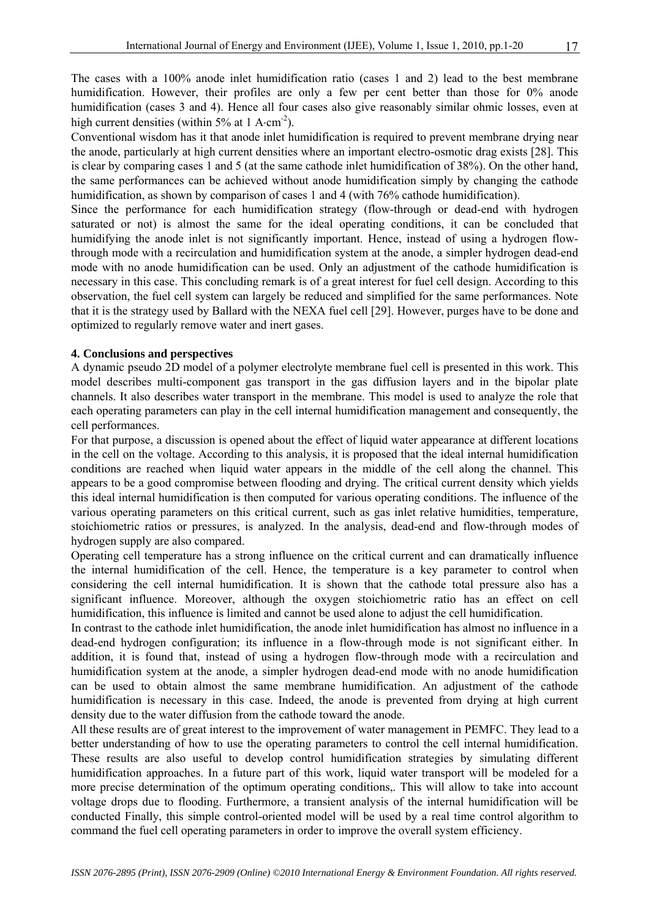The cases with a 100% anode inlet humidification ratio (cases 1 and 2) lead to the best membrane humidification. However, their profiles are only a few per cent better than those for 0% anode humidification (cases 3 and 4). Hence all four cases also give reasonably similar ohmic losses, even at high current densities (within 5% at 1 $A \cdot cm^{-2}$).

Conventional wisdom has it that anode inlet humidification is required to prevent membrane drying near the anode, particularly at high current densities where an important electro-osmotic drag exists [28]. This is clear by comparing cases 1 and 5 (at the same cathode inlet humidification of 38%). On the other hand, the same performances can be achieved without anode humidification simply by changing the cathode humidification, as shown by comparison of cases 1 and 4 (with 76% cathode humidification).

Since the performance for each humidification strategy (flow-through or dead-end with hydrogen saturated or not) is almost the same for the ideal operating conditions, it can be concluded that humidifying the anode inlet is not significantly important. Hence, instead of using a hydrogen flow-through mode with a recirculation and humidification system at the anode, a simpler hydrogen dead-end mode with no anode humidification can be used. Only an adjustment of the cathode humidification is necessary in this case. This concluding remark is of a great interest for fuel cell design. According to this observation, the fuel cell system can largely be reduced and simplified for the same performances. Note that it is the strategy used by Ballard with the NEXA fuel cell [29]. However, purges have to be done and optimized to regularly remove water and inert gases.

## 4. Conclusions and perspectives

A dynamic pseudo 2D model of a polymer electrolyte membrane fuel cell is presented in this work. This model describes multi-component gas transport in the gas diffusion layers and in the bipolar plate channels. It also describes water transport in the membrane. This model is used to analyze the role that each operating parameters can play in the cell internal humidification management and consequently, the cell performances.

For that purpose, a discussion is opened about the effect of liquid water appearance at different locations in the cell on the voltage. According to this analysis, it is proposed that the ideal internal humidification conditions are reached when liquid water appears in the middle of the cell along the channel. This appears to be a good compromise between flooding and drying. The critical current density which yields this ideal internal humidification is then computed for various operating conditions. The influence of the various operating parameters on this critical current, such as gas inlet relative humidities, temperature, stoichiometric ratios or pressures, is analyzed. In the analysis, dead-end and flow-through modes of hydrogen supply are also compared.

Operating cell temperature has a strong influence on the critical current and can dramatically influence the internal humidification of the cell. Hence, the temperature is a key parameter to control when considering the cell internal humidification. It is shown that the cathode total pressure also has a significant influence. Moreover, although the oxygen stoichiometric ratio has an effect on cell humidification, this influence is limited and cannot be used alone to adjust the cell humidification.

In contrast to the cathode inlet humidification, the anode inlet humidification has almost no influence in a dead-end hydrogen configuration; its influence in a flow-through mode is not significant either. In addition, it is found that, instead of using a hydrogen flow-through mode with a recirculation and humidification system at the anode, a simpler hydrogen dead-end mode with no anode humidification can be used to obtain almost the same membrane humidification. An adjustment of the cathode humidification is necessary in this case. Indeed, the anode is prevented from drying at high current density due to the water diffusion from the cathode toward the anode.

All these results are of great interest to the improvement of water management in PEMFC. They lead to a better understanding of how to use the operating parameters to control the cell internal humidification. These results are also useful to develop control humidification strategies by simulating different humidification approaches. In a future part of this work, liquid water transport will be modeled for a more precise determination of the optimum operating conditions,. This will allow to take into account voltage drops due to flooding. Furthermore, a transient analysis of the internal humidification will be conducted Finally, this simple control-oriented model will be used by a real time control algorithm to command the fuel cell operating parameters in order to improve the overall system efficiency.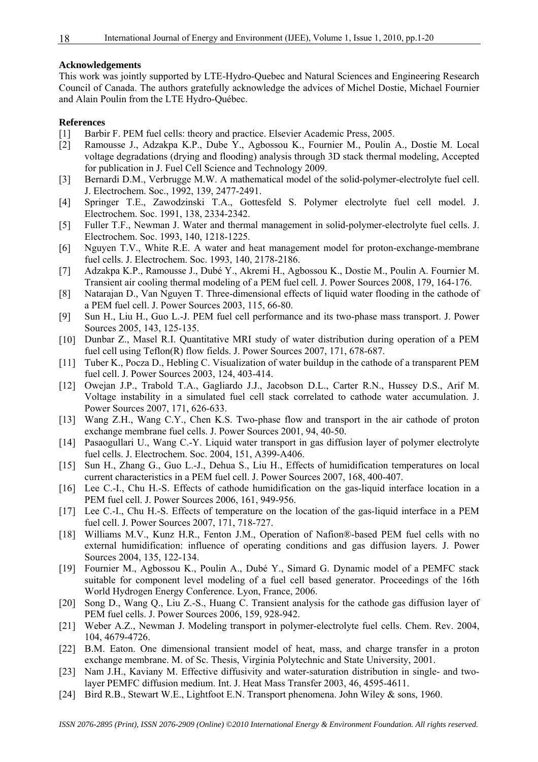**Acknowledgements**

This work was jointly supported by LTE-Hydro-Quebec and Natural Sciences and Engineering Research Council of Canada. The authors gratefully acknowledge the advices of Michel Dostie, Michael Fournier and Alain Poulin from the LTE Hydro-Québec.

**References**

[1] Barbir F. PEM fuel cells: theory and practice. Elsevier Academic Press, 2005.

[2] Ramousse J., Adzakpa K.P., Dube Y., Agbossou K., Fournier M., Poulin A., Dostie M. Local voltage degradations (drying and flooding) analysis through 3D stack thermal modeling, Accepted for publication in J. Fuel Cell Science and Technology 2009.

[3] Bernardi D.M., Verbrugge M.W. A mathematical model of the solid-polymer-electrolyte fuel cell. J. Electrochem. Soc., 1992, 139, 2477-2491.

[4] Springer T.E., Zawodzinski T.A., Gottesfeld S. Polymer electrolyte fuel cell model. J. Electrochem. Soc. 1991, 138, 2334-2342.

[5] Fuller T.F., Newman J. Water and thermal management in solid-polymer-electrolyte fuel cells. J. Electrochem. Soc. 1993, 140, 1218-1225.

[6] Nguyen T.V., White R.E. A water and heat management model for proton-exchange-membrane fuel cells. J. Electrochem. Soc. 1993, 140, 2178-2186.

[7] Adzakpa K.P., Ramousse J., Dubé Y., Akremi H., Agbossou K., Dostie M., Poulin A. Fournier M. Transient air cooling thermal modeling of a PEM fuel cell. J. Power Sources 2008, 179, 164-176.

[8] Natarajan D., Van Nguyen T. Three-dimensional effects of liquid water flooding in the cathode of a PEM fuel cell. J. Power Sources 2003, 115, 66-80.

[9] Sun H., Liu H., Guo L.-J. PEM fuel cell performance and its two-phase mass transport. J. Power Sources 2005, 143, 125-135.

[10] Dunbar Z., Masel R.I. Quantitative MRI study of water distribution during operation of a PEM fuel cell using Teflon(R) flow fields. J. Power Sources 2007, 171, 678-687.

[11] Tuber K., Pocza D., Hebling C. Visualization of water buildup in the cathode of a transparent PEM fuel cell. J. Power Sources 2003, 124, 403-414.

[12] Owejan J.P., Trabold T.A., Gagliardo J.J., Jacobson D.L., Carter R.N., Hussey D.S., Arif M. Voltage instability in a simulated fuel cell stack correlated to cathode water accumulation. J. Power Sources 2007, 171, 626-633.

[13] Wang Z.H., Wang C.Y., Chen K.S. Two-phase flow and transport in the air cathode of proton exchange membrane fuel cells. J. Power Sources 2001, 94, 40-50.

[14] Pasaogullari U., Wang C.-Y. Liquid water transport in gas diffusion layer of polymer electrolyte fuel cells. J. Electrochem. Soc. 2004, 151, A399-A406.

[15] Sun H., Zhang G., Guo L.-J., Dehua S., Liu H., Effects of humidification temperatures on local current characteristics in a PEM fuel cell. J. Power Sources 2007, 168, 400-407.

[16] Lee C.-I., Chu H.-S. Effects of cathode humidification on the gas-liquid interface location in a PEM fuel cell. J. Power Sources 2006, 161, 949-956.

[17] Lee C.-I., Chu H.-S. Effects of temperature on the location of the gas-liquid interface in a PEM fuel cell. J. Power Sources 2007, 171, 718-727.

[18] Williams M.V., Kunz H.R., Fenton J.M., Operation of Nafion®-based PEM fuel cells with no external humidification: influence of operating conditions and gas diffusion layers. J. Power Sources 2004, 135, 122-134.

[19] Fournier M., Agbossou K., Poulin A., Dubé Y., Simard G. Dynamic model of a PEMFC stack suitable for component level modeling of a fuel cell based generator. Proceedings of the 16th World Hydrogen Energy Conference. Lyon, France, 2006.

[20] Song D., Wang Q., Liu Z.-S., Huang C. Transient analysis for the cathode gas diffusion layer of PEM fuel cells. J. Power Sources 2006, 159, 928-942.

[21] Weber A.Z., Newman J. Modeling transport in polymer-electrolyte fuel cells. Chem. Rev. 2004, 104, 4679-4726.

[22] B.M. Eaton. One dimensional transient model of heat, mass, and charge transfer in a proton exchange membrane. M. of Sc. Thesis, Virginia Polytechnic and State University, 2001.

[23] Nam J.H., Kaviany M. Effective diffusivity and water-saturation distribution in single- and two-layer PEMFC diffusion medium. Int. J. Heat Mass Transfer 2003, 46, 4595-4611.

[24] Bird R.B., Stewart W.E., Lightfoot E.N. Transport phenomena. John Wiley & sons, 1960.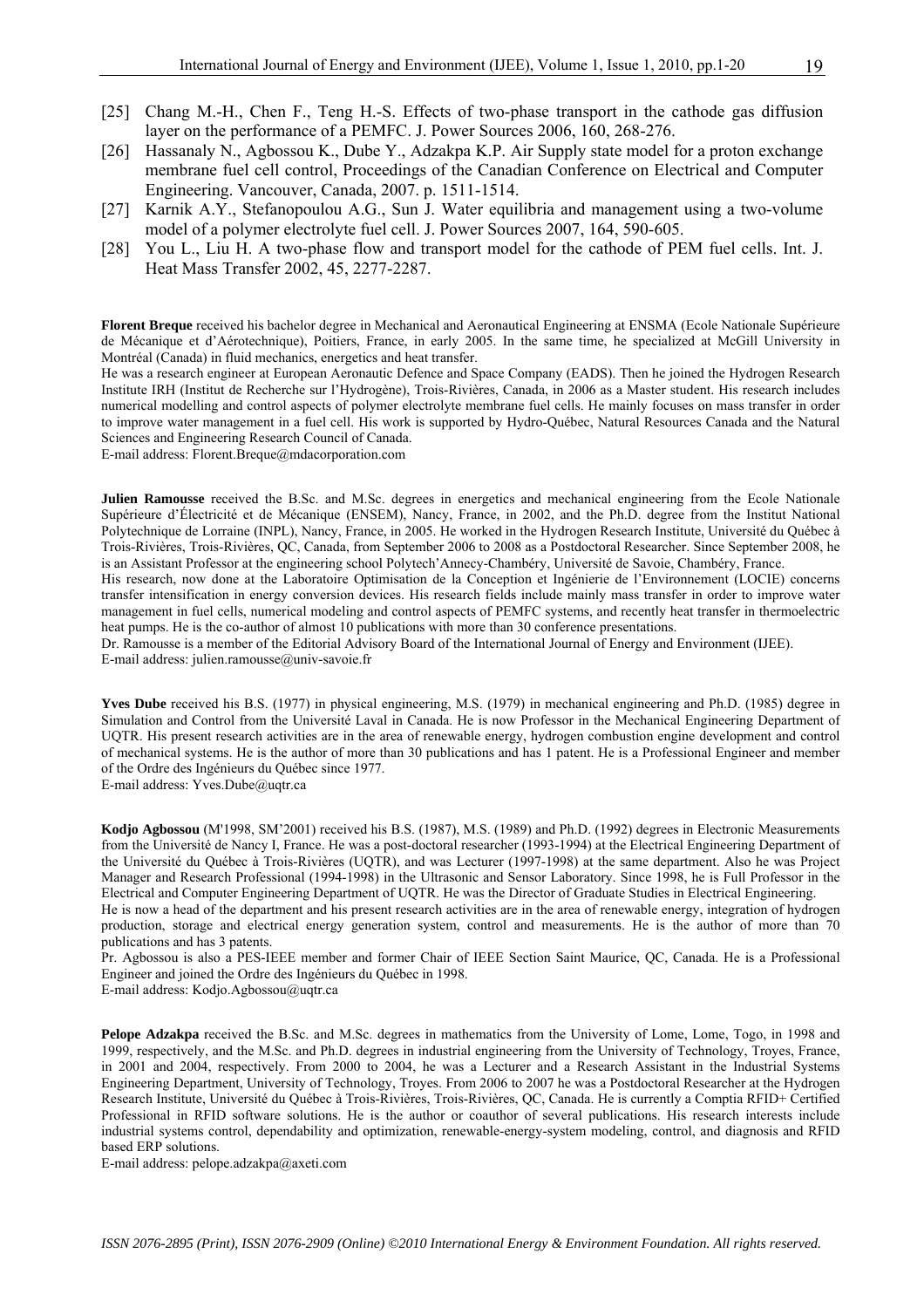[25] Chang M.-H., Chen F., Teng H.-S. Effects of two-phase transport in the cathode gas diffusion layer on the performance of a PEMFC. J. Power Sources 2006, 160, 268-276.

[26] Hassanaly N., Agbossou K., Dube Y., Adzakpa K.P. Air Supply state model for a proton exchange membrane fuel cell control, Proceedings of the Canadian Conference on Electrical and Computer Engineering. Vancouver, Canada, 2007. p. 1511-1514.

[27] Karnik A.Y., Stefanopoulou A.G., Sun J. Water equilibria and management using a two-volume model of a polymer electrolyte fuel cell. J. Power Sources 2007, 164, 590-605.

[28] You L., Liu H. A two-phase flow and transport model for the cathode of PEM fuel cells. Int. J. Heat Mass Transfer 2002, 45, 2277-2287.

**Florent Breque** received his bachelor degree in Mechanical and Aeronautical Engineering at ENSMA (Ecole Nationale Supérieure de Mécanique et d'Aérotechnique), Poitiers, France, in early 2005. In the same time, he specialized at McGill University in Montréal (Canada) in fluid mechanics, energetics and heat transfer.
He was a research engineer at European Aeronautic Defence and Space Company (EADS). Then he joined the Hydrogen Research Institute IRH (Institut de Recherche sur l'Hydrogène), Trois-Rivières, Canada, in 2006 as a Master student. His research includes numerical modelling and control aspects of polymer electrolyte membrane fuel cells. He mainly focuses on mass transfer in order to improve water management in a fuel cell. His work is supported by Hydro-Québec, Natural Resources Canada and the Natural Sciences and Engineering Research Council of Canada.
E-mail address: Florent.Breque@mdacorporation.com

**Julien Ramousse** received the B.Sc. and M.Sc. degrees in energetics and mechanical engineering from the Ecole Nationale Supérieure d'Électricité et de Mécanique (ENSEM), Nancy, France, in 2002, and the Ph.D. degree from the Institut National Polytechnique de Lorraine (INPL), Nancy, France, in 2005. He worked in the Hydrogen Research Institute, Université du Québec à Trois-Rivières, Trois-Rivières, QC, Canada, from September 2006 to 2008 as a Postdoctoral Researcher. Since September 2008, he is an Assistant Professor at the engineering school Polytech'Annecy-Chambéry, Université de Savoie, Chambéry, France.
His research, now done at the Laboratoire Optimisation de la Conception et Ingénierie de l'Environnement (LOCIE) concerns transfer intensification in energy conversion devices. His research fields include mainly mass transfer in order to improve water management in fuel cells, numerical modeling and control aspects of PEMFC systems, and recently heat transfer in thermoelectric heat pumps. He is the co-author of almost 10 publications with more than 30 conference presentations.
Dr. Ramousse is a member of the Editorial Advisory Board of the International Journal of Energy and Environment (IJEE).
E-mail address: julien.ramousse@univ-savoie.fr

**Yves Dube** received his B.S. (1977) in physical engineering, M.S. (1979) in mechanical engineering and Ph.D. (1985) degree in Simulation and Control from the Université Laval in Canada. He is now Professor in the Mechanical Engineering Department of UQTR. His present research activities are in the area of renewable energy, hydrogen combustion engine development and control of mechanical systems. He is the author of more than 30 publications and has 1 patent. He is a Professional Engineer and member of the Ordre des Ingénieurs du Québec since 1977.
E-mail address: Yves.Dube@uqtr.ca

**Kodjo Agbossou** (M'1998, SM'2001) received his B.S. (1987), M.S. (1989) and Ph.D. (1992) degrees in Electronic Measurements from the Université de Nancy I, France. He was a post-doctoral researcher (1993-1994) at the Electrical Engineering Department of the Université du Québec à Trois-Rivières (UQTR), and was Lecturer (1997-1998) at the same department. Also he was Project Manager and Research Professional (1994-1998) in the Ultrasonic and Sensor Laboratory. Since 1998, he is Full Professor in the Electrical and Computer Engineering Department of UQTR. He was the Director of Graduate Studies in Electrical Engineering.
He is now a head of the department and his present research activities are in the area of renewable energy, integration of hydrogen production, storage and electrical energy generation system, control and measurements. He is the author of more than 70 publications and has 3 patents.
Pr. Agbossou is also a PES-IEEE member and former Chair of IEEE Section Saint Maurice, QC, Canada. He is a Professional Engineer and joined the Ordre des Ingénieurs du Québec in 1998.
E-mail address: Kodjo.Agbossou@uqtr.ca

**Pelope Adzakpa** received the B.Sc. and M.Sc. degrees in mathematics from the University of Lome, Lome, Togo, in 1998 and 1999, respectively, and the M.Sc. and Ph.D. degrees in industrial engineering from the University of Technology, Troyes, France, in 2001 and 2004, respectively. From 2000 to 2004, he was a Lecturer and a Research Assistant in the Industrial Systems Engineering Department, University of Technology, Troyes. From 2006 to 2007 he was a Postdoctoral Researcher at the Hydrogen Research Institute, Université du Québec à Trois-Rivières, Trois-Rivières, QC, Canada. He is currently a Comptia RFID+ Certified Professional in RFID software solutions. He is the author or coauthor of several publications. His research interests include industrial systems control, dependability and optimization, renewable-energy-system modeling, control, and diagnosis and RFID based ERP solutions.
E-mail address: pelope.adzakpa@axeti.com